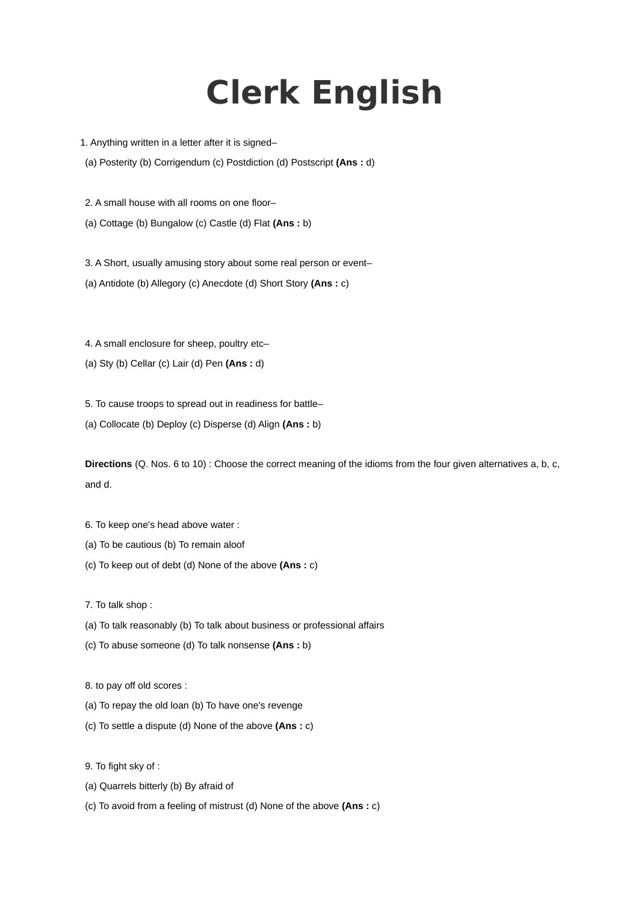# Clerk English

1. Anything written in a letter after it is signed–

(a) Posterity (b) Corrigendum (c) Postdiction (d) Postscript **(Ans :** d)

2. A small house with all rooms on one floor–

(a) Cottage (b) Bungalow (c) Castle (d) Flat **(Ans :** b)

3. A Short, usually amusing story about some real person or event–

(a) Antidote (b) Allegory (c) Anecdote (d) Short Story **(Ans :** c)

4. A small enclosure for sheep, poultry etc–

(a) Sty (b) Cellar (c) Lair (d) Pen **(Ans :** d)

5. To cause troops to spread out in readiness for battle–

(a) Collocate (b) Deploy (c) Disperse (d) Align **(Ans :** b)

**Directions** (Q. Nos. 6 to 10) : Choose the correct meaning of the idioms from the four given alternatives a, b, c, and d.

6. To keep one's head above water :

(a) To be cautious (b) To remain aloof

(c) To keep out of debt (d) None of the above **(Ans :** c)

7. To talk shop :

(a) To talk reasonably (b) To talk about business or professional affairs

(c) To abuse someone (d) To talk nonsense **(Ans :** b)

8. to pay off old scores :

(a) To repay the old loan (b) To have one's revenge

(c) To settle a dispute (d) None of the above **(Ans :** c)

9. To fight sky of :

(a) Quarrels bitterly (b) By afraid of

(c) To avoid from a feeling of mistrust (d) None of the above **(Ans :** c)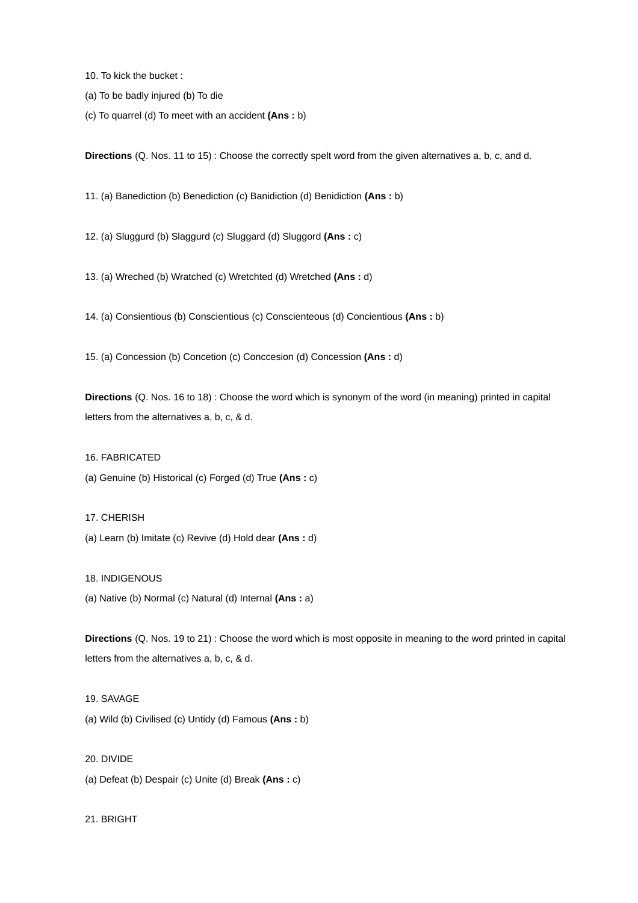10. To kick the bucket :

(a) To be badly injured (b) To die

(c) To quarrel (d) To meet with an accident **(Ans :** b)

**Directions** (Q. Nos. 11 to 15) : Choose the correctly spelt word from the given alternatives a, b, c, and d.

11. (a) Banediction (b) Benediction (c) Banidiction (d) Benidiction **(Ans :** b)

12. (a) Sluggurd (b) Slaggurd (c) Sluggard (d) Sluggord **(Ans :** c)

13. (a) Wreched (b) Watched (c) Wretchted (d) Wretched **(Ans :** d)

14. (a) Consientious (b) Conscientious (c) Conscienteous (d) Concientious **(Ans :** b)

15. (a) Concession (b) Concetion (c) Conccesion (d) Concession **(Ans :** d)

**Directions** (Q. Nos. 16 to 18) : Choose the word which is synonym of the word (in meaning) printed in capital letters from the alternatives a, b, c, & d.

16. FABRICATED

(a) Genuine (b) Historical (c) Forged (d) True **(Ans :** c)

17. CHERISH

(a) Learn (b) Imitate (c) Revive (d) Hold dear **(Ans :** d)

18. INDIGENOUS

(a) Native (b) Normal (c) Natural (d) Internal **(Ans :** a)

**Directions** (Q. Nos. 19 to 21) : Choose the word which is most opposite in meaning to the word printed in capital letters from the alternatives a, b, c, & d.

19. SAVAGE

(a) Wild (b) Civilised (c) Untidy (d) Famous **(Ans :** b)

20. DIVIDE

(a) Defeat (b) Despair (c) Unite (d) Break **(Ans :** c)

21. BRIGHT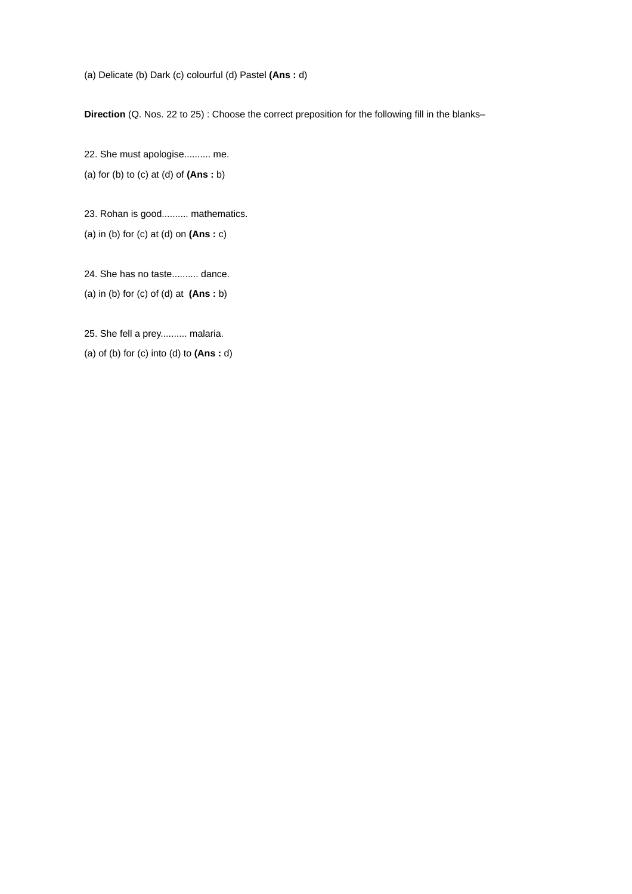(a) Delicate (b) Dark (c) colourful (d) Pastel **(Ans :** d)

**Direction** (Q. Nos. 22 to 25) : Choose the correct preposition for the following fill in the blanks–

22. She must apologise.......... me.

(a) for (b) to (c) at (d) of **(Ans :** b)

23. Rohan is good.......... mathematics.

(a) in (b) for (c) at (d) on **(Ans :** c)

24. She has no taste.......... dance.

(a) in (b) for (c) of (d) at **(Ans :** b)

25. She fell a prey.......... malaria.

(a) of (b) for (c) into (d) to **(Ans :** d)